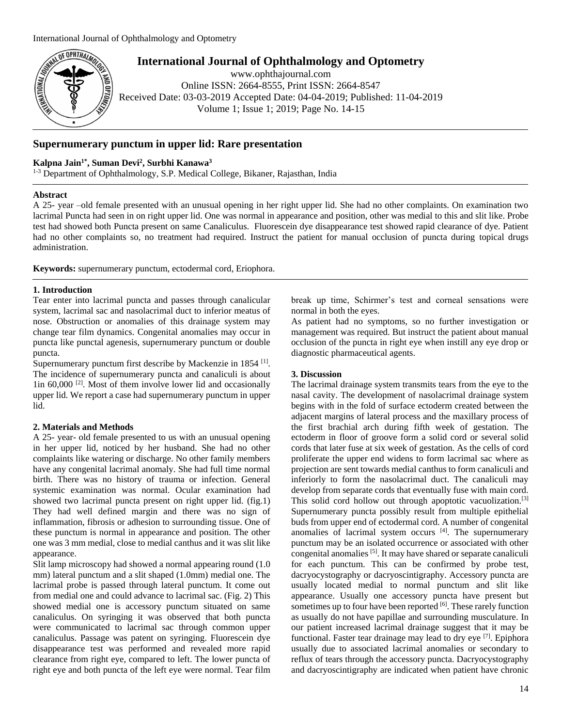# Supernumerary punctum in upper lid: Rare presentation

**Kalpna Jain[1*], Suman Devi[2], Surbhi Kanawa[3]**

[1-3] Department of Ophthalmology, S.P. Medical College, Bikaner, Rajasthan, India

Received Date: 03-03-2019 Accepted Date: 04-04-2019; Published: 11-04-2019

## Abstract

A 25- year –old female presented with an unusual opening in her right upper lid. She had no other complaints. On examination two lacrimal Puncta had seen in on right upper lid. One was normal in appearance and position, other was medial to this and slit like. Probe test had showed both Puncta present on same Canaliculus. Fluorescein dye disappearance test showed rapid clearance of dye. Patient had no other complaints so, no treatment had required. Instruct the patient for manual occlusion of puncta during topical drugs administration.

**Keywords:** supernumerary punctum, ectodermal cord, Eriophora.

## 1. Introduction

Tear enter into lacrimal puncta and passes through canalicular system, lacrimal sac and nasolacrimal duct to inferior meatus of nose. Obstruction or anomalies of this drainage system may change tear film dynamics. Congenital anomalies may occur in puncta like punctal agenesis, supernumerary punctum or double puncta.

Supernumerary punctum first describe by Mackenzie in 1854 [1]. The incidence of supernumerary puncta and canaliculi is about 1in 60,000 [2]. Most of them involve lower lid and occasionally upper lid. We report a case had supernumerary punctum in upper lid.

## 2. Materials and Methods

A 25- year- old female presented to us with an unusual opening in her upper lid, noticed by her husband. She had no other complaints like watering or discharge. No other family members have any congenital lacrimal anomaly. She had full time normal birth. There was no history of trauma or infection. General systemic examination was normal. Ocular examination had showed two lacrimal puncta present on right upper lid. (fig.1) They had well defined margin and there was no sign of inflammation, fibrosis or adhesion to surrounding tissue. One of these punctum is normal in appearance and position. The other one was 3 mm medial, close to medial canthus and it was slit like appearance.

Slit lamp microscopy had showed a normal appearing round (1.0 mm) lateral punctum and a slit shaped (1.0mm) medial one. The lacrimal probe is passed through lateral punctum. It come out from medial one and could advance to lacrimal sac. (Fig. 2) This showed medial one is accessory punctum situated on same canaliculus. On syringing it was observed that both puncta were communicated to lacrimal sac through common upper canaliculus. Passage was patent on syringing. Fluorescein dye disappearance test was performed and revealed more rapid clearance from right eye, compared to left. The lower puncta of right eye and both puncta of the left eye were normal. Tear film break up time, Schirmer's test and corneal sensations were normal in both the eyes.

As patient had no symptoms, so no further investigation or management was required. But instruct the patient about manual occlusion of the puncta in right eye when instill any eye drop or diagnostic pharmaceutical agents.

## 3. Discussion

The lacrimal drainage system transmits tears from the eye to the nasal cavity. The development of nasolacrimal drainage system begins with in the fold of surface ectoderm created between the adjacent margins of lateral process and the maxillary process of the first brachial arch during fifth week of gestation. The ectoderm in floor of groove form a solid cord or several solid cords that later fuse at six week of gestation. As the cells of cord proliferate the upper end widens to form lacrimal sac where as projection are sent towards medial canthus to form canaliculi and inferiorly to form the nasolacrimal duct. The canaliculi may develop from separate cords that eventually fuse with main cord. This solid cord hollow out through apoptotic vacuolization.[3] Supernumerary puncta possibly result from multiple epithelial buds from upper end of ectodermal cord. A number of congenital anomalies of lacrimal system occurs [4]. The supernumerary punctum may be an isolated occurrence or associated with other congenital anomalies [5]. It may have shared or separate canaliculi for each punctum. This can be confirmed by probe test, dacryocystography or dacryoscintigraphy. Accessory puncta are usually located medial to normal punctum and slit like appearance. Usually one accessory puncta have present but sometimes up to four have been reported [6]. These rarely function as usually do not have papillae and surrounding musculature. In our patient increased lacrimal drainage suggest that it may be functional. Faster tear drainage may lead to dry eye [7]. Epiphora usually due to associated lacrimal anomalies or secondary to reflux of tears through the accessory puncta. Dacryocystography and dacryoscintigraphy are indicated when patient have chronic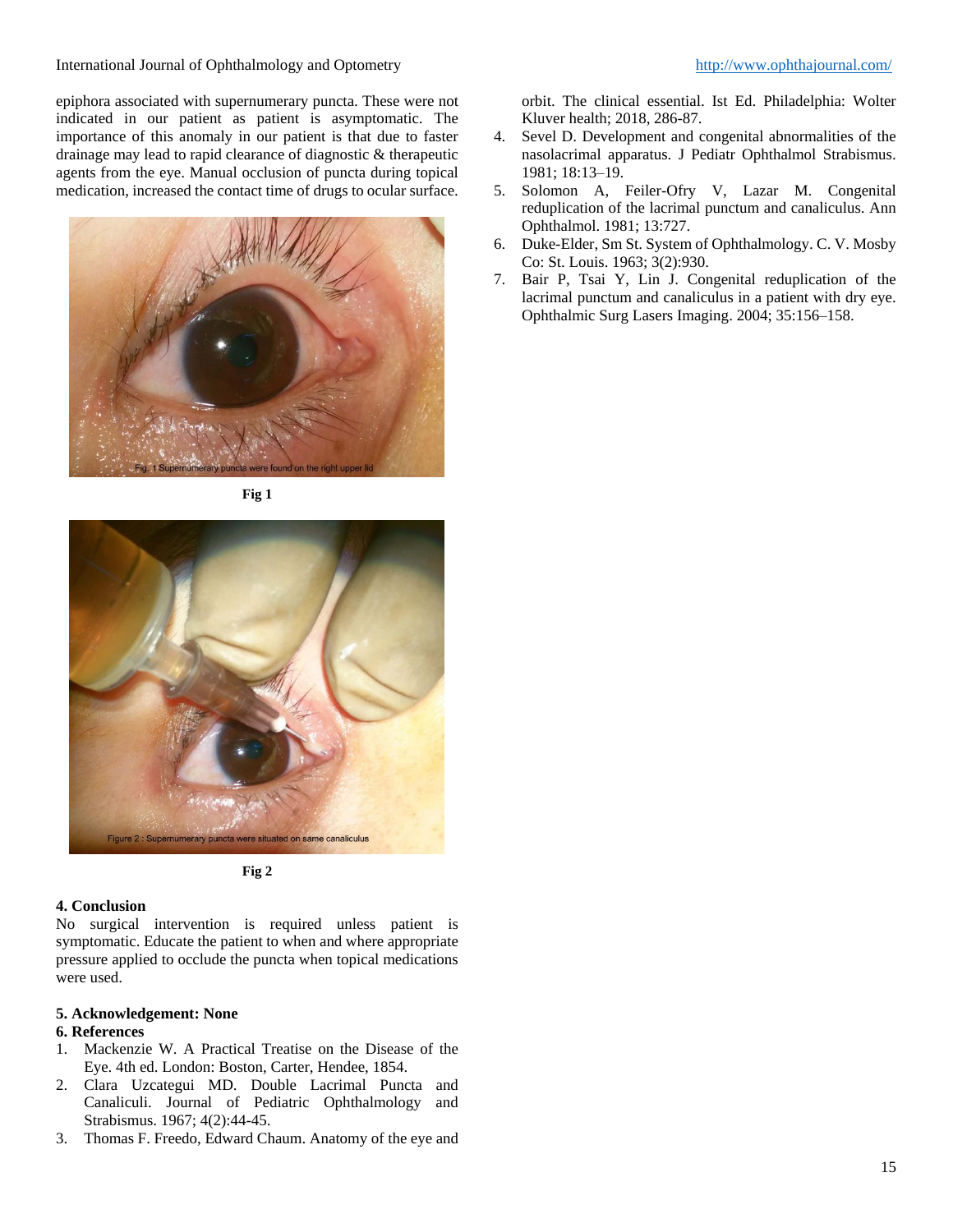epiphora associated with supernumerary puncta. These were not indicated in our patient as patient is asymptomatic. The importance of this anomaly in our patient is that due to faster drainage may lead to rapid clearance of diagnostic & therapeutic agents from the eye. Manual occlusion of puncta during topical medication, increased the contact time of drugs to ocular surface.

Fig. 1 Supernumerary puncta were found on the right upper lid

**Fig 1**

Figure 2 : Supernumerary puncta were situated on same canaliculus

**Fig 2**

## 4. Conclusion

No surgical intervention is required unless patient is symptomatic. Educate the patient to when and where appropriate pressure applied to occlude the puncta when topical medications were used.

## 5. Acknowledgement: None

## 6. References

1. Mackenzie W. A Practical Treatise on the Disease of the Eye. 4th ed. London: Boston, Carter, Hendee, 1854.
2. Clara Uzcategui MD. Double Lacrimal Puncta and Canaliculi. Journal of Pediatric Ophthalmology and Strabismus. 1967; 4(2):44-45.
3. Thomas F. Freedo, Edward Chaum. Anatomy of the eye and orbit. The clinical essential. Ist Ed. Philadelphia: Wolter Kluver health; 2018, 286-87.
4. Sevel D. Development and congenital abnormalities of the nasolacrimal apparatus. J Pediatr Ophthalmol Strabismus. 1981; 18:13–19.
5. Solomon A, Feiler-Ofry V, Lazar M. Congenital reduplication of the lacrimal punctum and canaliculus. Ann Ophthalmol. 1981; 13:727.
6. Duke-Elder, Sm St. System of Ophthalmology. C. V. Mosby Co: St. Louis. 1963; 3(2):930.
7. Bair P, Tsai Y, Lin J. Congenital reduplication of the lacrimal punctum and canaliculus in a patient with dry eye. Ophthalmic Surg Lasers Imaging. 2004; 35:156–158.